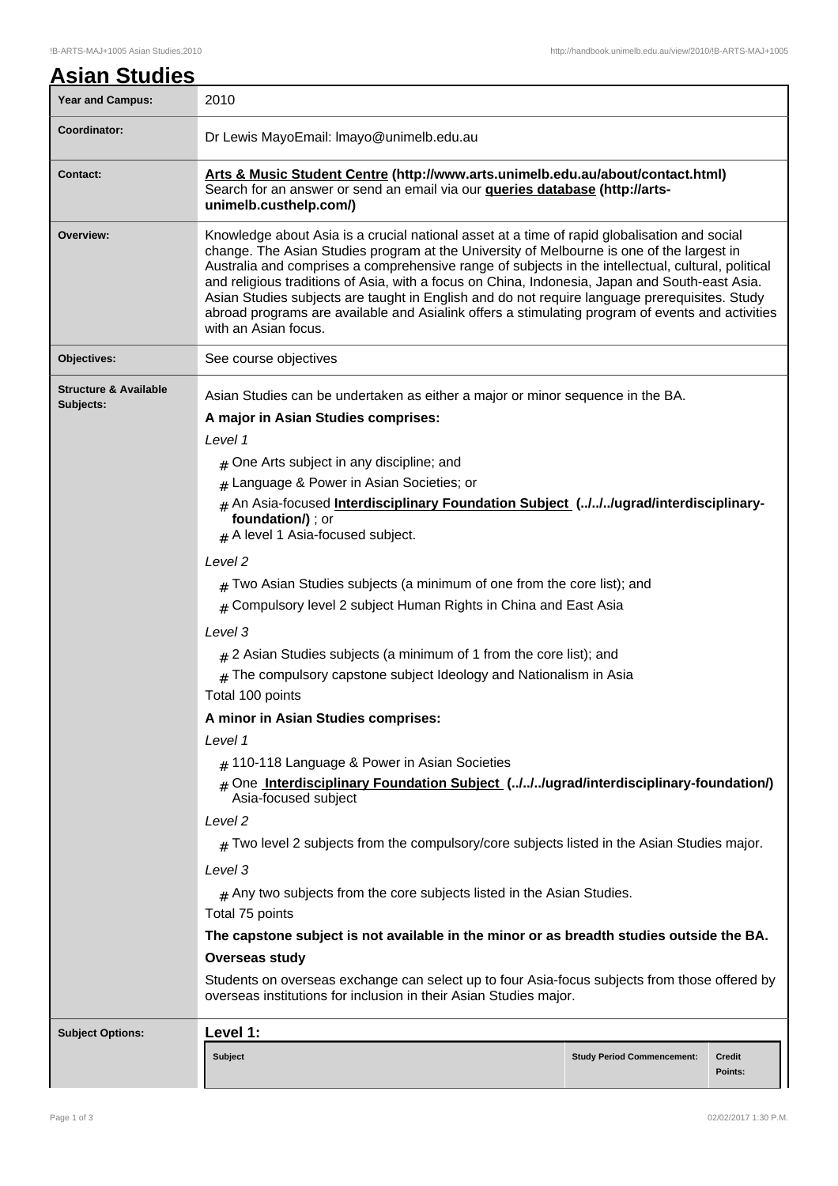# Asian Studies

| | |
|---|---|
| **Year and Campus:** | 2010 |
| **Coordinator:** | Dr Lewis MayoEmail: lmayo@unimelb.edu.au |
| **Contact:** | **Arts & Music Student Centre (http://www.arts.unimelb.edu.au/about/contact.html)** Search for an answer or send an email via our **queries database (http://arts-unimelb.custhelp.com/)** |
| **Overview:** | Knowledge about Asia is a crucial national asset at a time of rapid globalisation and social change. The Asian Studies program at the University of Melbourne is one of the largest in Australia and comprises a comprehensive range of subjects in the intellectual, cultural, political and religious traditions of Asia, with a focus on China, Indonesia, Japan and South-east Asia. Asian Studies subjects are taught in English and do not require language prerequisites. Study abroad programs are available and Asialink offers a stimulating program of events and activities with an Asian focus. |
| **Objectives:** | See course objectives |

**Structure & Available Subjects:**

Asian Studies can be undertaken as either a major or minor sequence in the BA.

**A major in Asian Studies comprises:**

*Level 1*

- One Arts subject in any discipline; and
- Language & Power in Asian Societies; or
- An Asia-focused **Interdisciplinary Foundation Subject (../../../ugrad/interdisciplinary-foundation/)** ; or
- A level 1 Asia-focused subject.

*Level 2*

- Two Asian Studies subjects (a minimum of one from the core list); and
- Compulsory level 2 subject Human Rights in China and East Asia

*Level 3*

- 2 Asian Studies subjects (a minimum of 1 from the core list); and
- The compulsory capstone subject Ideology and Nationalism in Asia

Total 100 points

**A minor in Asian Studies comprises:**

*Level 1*

- 110-118 Language & Power in Asian Societies
- One **Interdisciplinary Foundation Subject (../../../ugrad/interdisciplinary-foundation/)** Asia-focused subject

*Level 2*

- Two level 2 subjects from the compulsory/core subjects listed in the Asian Studies major.

*Level 3*

- Any two subjects from the core subjects listed in the Asian Studies.

Total 75 points

**The capstone subject is not available in the minor or as breadth studies outside the BA.**

**Overseas study**

Students on overseas exchange can select up to four Asia-focus subjects from those offered by overseas institutions for inclusion in their Asian Studies major.

**Subject Options:**

**Level 1:**

| Subject | Study Period Commencement: | Credit Points: |
|---|---|---|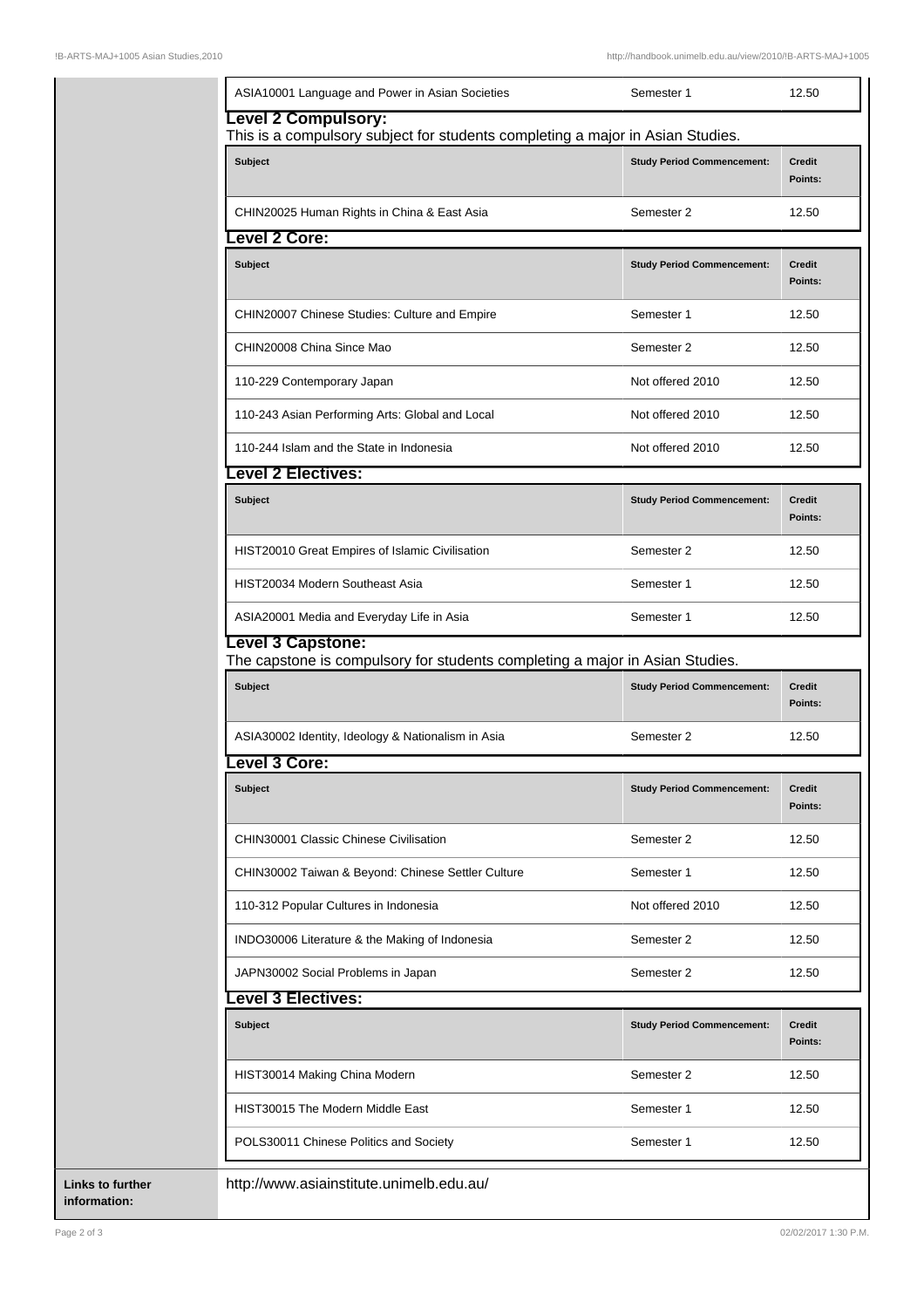| | | |
|---|---|---|
| ASIA10001 Language and Power in Asian Societies | Semester 1 | 12.50 |

**Level 2 Compulsory:**
This is a compulsory subject for students completing a major in Asian Studies.

| Subject | Study Period Commencement: | Credit Points: |
|---|---|---|
| CHIN20025 Human Rights in China & East Asia | Semester 2 | 12.50 |

**Level 2 Core:**

| Subject | Study Period Commencement: | Credit Points: |
|---|---|---|
| CHIN20007 Chinese Studies: Culture and Empire | Semester 1 | 12.50 |
| CHIN20008 China Since Mao | Semester 2 | 12.50 |
| 110-229 Contemporary Japan | Not offered 2010 | 12.50 |
| 110-243 Asian Performing Arts: Global and Local | Not offered 2010 | 12.50 |
| 110-244 Islam and the State in Indonesia | Not offered 2010 | 12.50 |

**Level 2 Electives:**

| Subject | Study Period Commencement: | Credit Points: |
|---|---|---|
| HIST20010 Great Empires of Islamic Civilisation | Semester 2 | 12.50 |
| HIST20034 Modern Southeast Asia | Semester 1 | 12.50 |
| ASIA20001 Media and Everyday Life in Asia | Semester 1 | 12.50 |

**Level 3 Capstone:**
The capstone is compulsory for students completing a major in Asian Studies.

| Subject | Study Period Commencement: | Credit Points: |
|---|---|---|
| ASIA30002 Identity, Ideology & Nationalism in Asia | Semester 2 | 12.50 |

**Level 3 Core:**

| Subject | Study Period Commencement: | Credit Points: |
|---|---|---|
| CHIN30001 Classic Chinese Civilisation | Semester 2 | 12.50 |
| CHIN30002 Taiwan & Beyond: Chinese Settler Culture | Semester 1 | 12.50 |
| 110-312 Popular Cultures in Indonesia | Not offered 2010 | 12.50 |
| INDO30006 Literature & the Making of Indonesia | Semester 2 | 12.50 |
| JAPN30002 Social Problems in Japan | Semester 2 | 12.50 |

**Level 3 Electives:**

| Subject | Study Period Commencement: | Credit Points: |
|---|---|---|
| HIST30014 Making China Modern | Semester 2 | 12.50 |
| HIST30015 The Modern Middle East | Semester 1 | 12.50 |
| POLS30011 Chinese Politics and Society | Semester 1 | 12.50 |

**Links to further information:** http://www.asiainstitute.unimelb.edu.au/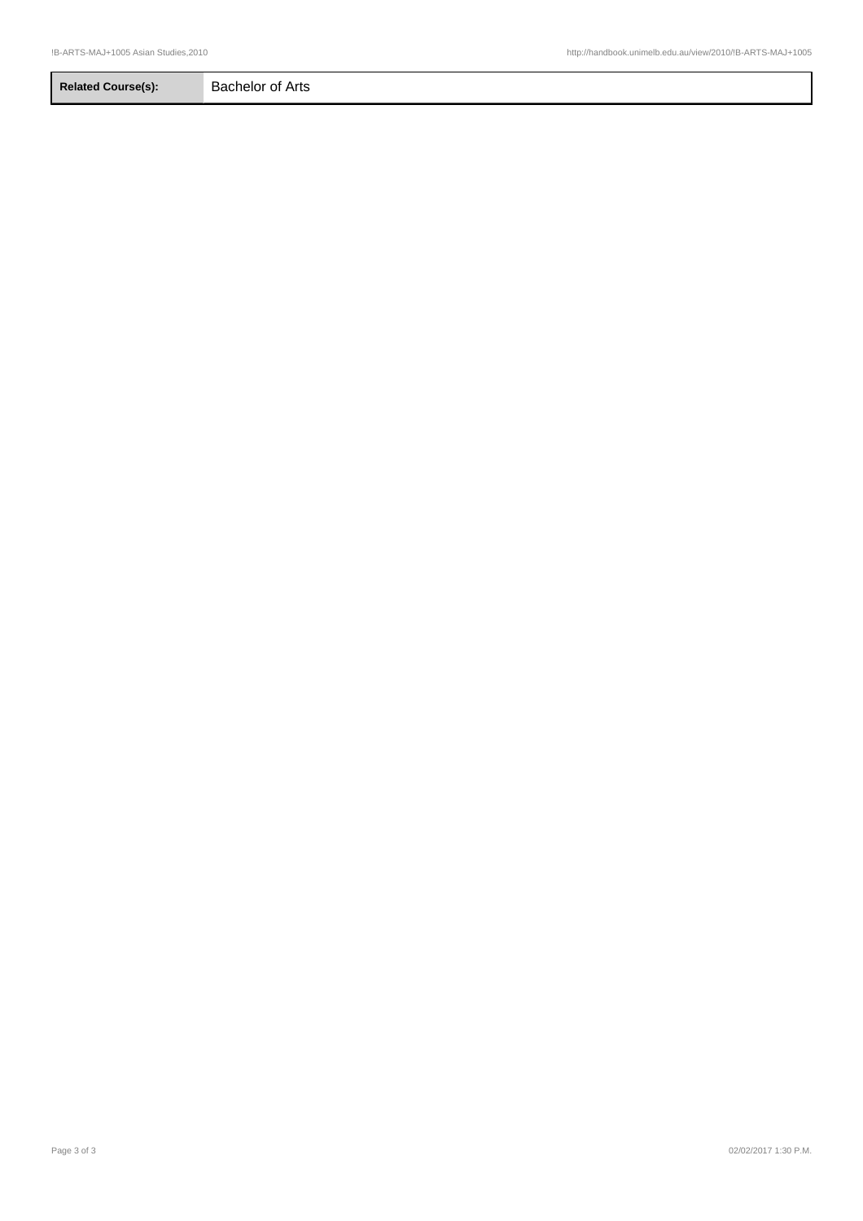| | |
|---|---|
| **Related Course(s):** | Bachelor of Arts |